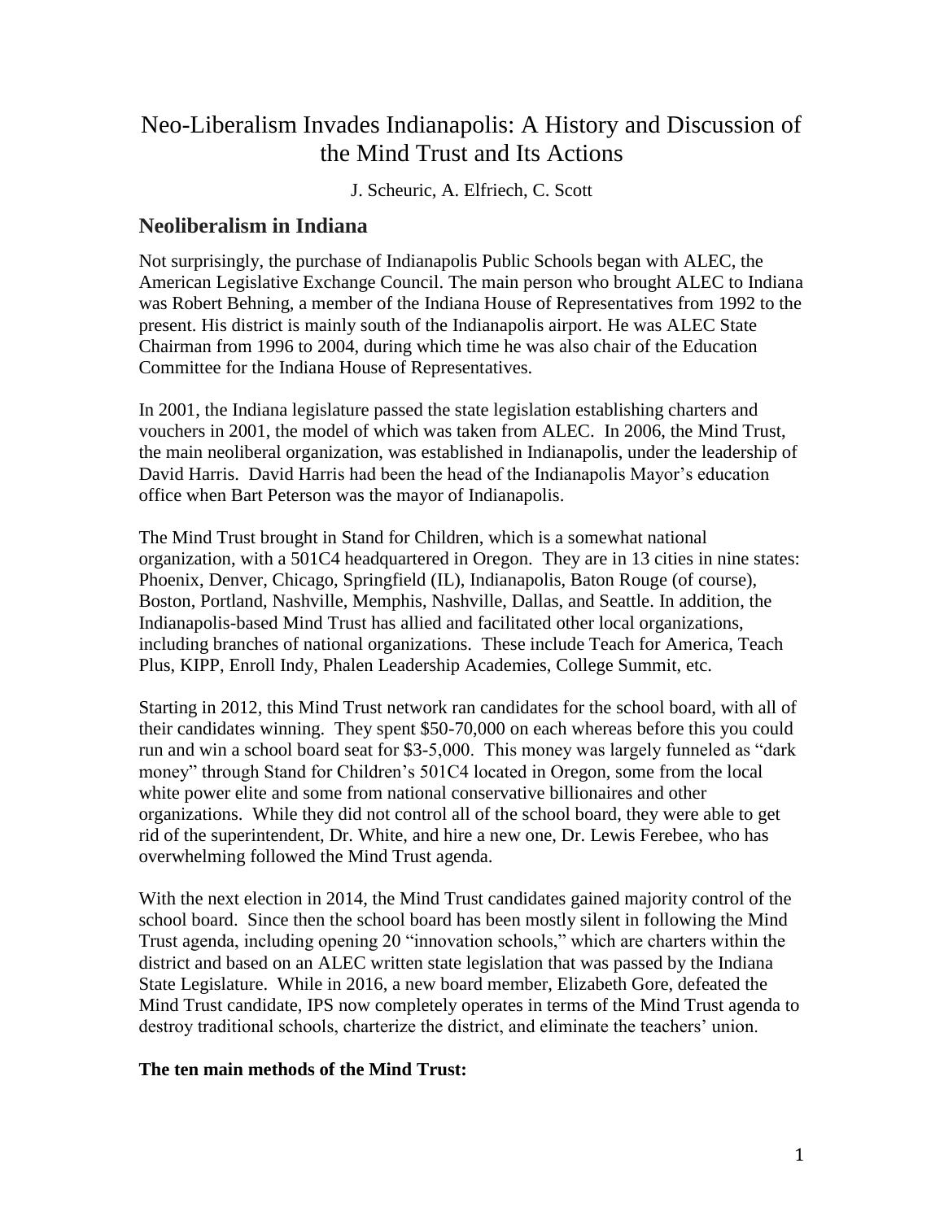# Neo-Liberalism Invades Indianapolis: A History and Discussion of the Mind Trust and Its Actions

J. Scheuric, A. Elfriech, C. Scott

## Neoliberalism in Indiana

Not surprisingly, the purchase of Indianapolis Public Schools began with ALEC, the American Legislative Exchange Council. The main person who brought ALEC to Indiana was Robert Behning, a member of the Indiana House of Representatives from 1992 to the present. His district is mainly south of the Indianapolis airport. He was ALEC State Chairman from 1996 to 2004, during which time he was also chair of the Education Committee for the Indiana House of Representatives.

In 2001, the Indiana legislature passed the state legislation establishing charters and vouchers in 2001, the model of which was taken from ALEC. In 2006, the Mind Trust, the main neoliberal organization, was established in Indianapolis, under the leadership of David Harris. David Harris had been the head of the Indianapolis Mayor's education office when Bart Peterson was the mayor of Indianapolis.

The Mind Trust brought in Stand for Children, which is a somewhat national organization, with a 501C4 headquartered in Oregon. They are in 13 cities in nine states: Phoenix, Denver, Chicago, Springfield (IL), Indianapolis, Baton Rouge (of course), Boston, Portland, Nashville, Memphis, Nashville, Dallas, and Seattle. In addition, the Indianapolis-based Mind Trust has allied and facilitated other local organizations, including branches of national organizations. These include Teach for America, Teach Plus, KIPP, Enroll Indy, Phalen Leadership Academies, College Summit, etc.

Starting in 2012, this Mind Trust network ran candidates for the school board, with all of their candidates winning. They spent $50-70,000 on each whereas before this you could run and win a school board seat for $3-5,000. This money was largely funneled as "dark money" through Stand for Children's 501C4 located in Oregon, some from the local white power elite and some from national conservative billionaires and other organizations. While they did not control all of the school board, they were able to get rid of the superintendent, Dr. White, and hire a new one, Dr. Lewis Ferebee, who has overwhelming followed the Mind Trust agenda.

With the next election in 2014, the Mind Trust candidates gained majority control of the school board. Since then the school board has been mostly silent in following the Mind Trust agenda, including opening 20 "innovation schools," which are charters within the district and based on an ALEC written state legislation that was passed by the Indiana State Legislature. While in 2016, a new board member, Elizabeth Gore, defeated the Mind Trust candidate, IPS now completely operates in terms of the Mind Trust agenda to destroy traditional schools, charterize the district, and eliminate the teachers' union.

**The ten main methods of the Mind Trust:**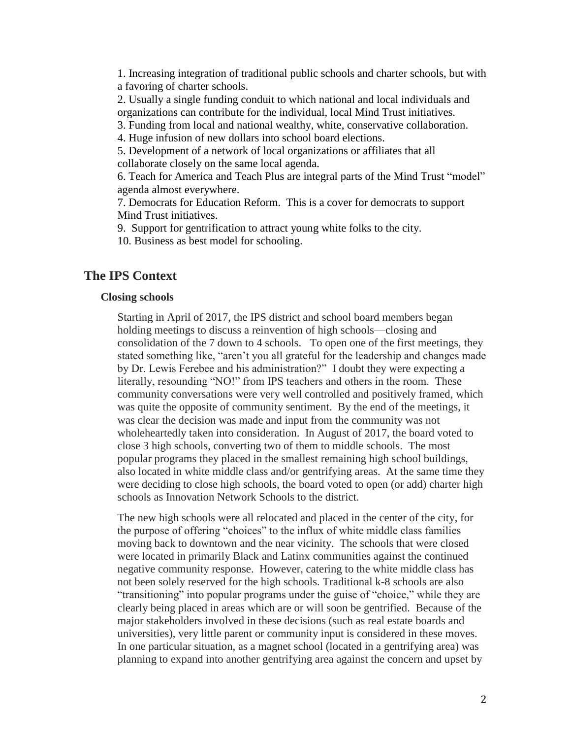1. Increasing integration of traditional public schools and charter schools, but with a favoring of charter schools.
2. Usually a single funding conduit to which national and local individuals and organizations can contribute for the individual, local Mind Trust initiatives.
3. Funding from local and national wealthy, white, conservative collaboration.
4. Huge infusion of new dollars into school board elections.
5. Development of a network of local organizations or affiliates that all collaborate closely on the same local agenda.
6. Teach for America and Teach Plus are integral parts of the Mind Trust "model" agenda almost everywhere.
7. Democrats for Education Reform. This is a cover for democrats to support Mind Trust initiatives.
9. Support for gentrification to attract young white folks to the city.
10. Business as best model for schooling.

## The IPS Context

### Closing schools

Starting in April of 2017, the IPS district and school board members began holding meetings to discuss a reinvention of high schools—closing and consolidation of the 7 down to 4 schools. To open one of the first meetings, they stated something like, "aren't you all grateful for the leadership and changes made by Dr. Lewis Ferebee and his administration?" I doubt they were expecting a literally, resounding "NO!" from IPS teachers and others in the room. These community conversations were very well controlled and positively framed, which was quite the opposite of community sentiment. By the end of the meetings, it was clear the decision was made and input from the community was not wholeheartedly taken into consideration. In August of 2017, the board voted to close 3 high schools, converting two of them to middle schools. The most popular programs they placed in the smallest remaining high school buildings, also located in white middle class and/or gentrifying areas. At the same time they were deciding to close high schools, the board voted to open (or add) charter high schools as Innovation Network Schools to the district.

The new high schools were all relocated and placed in the center of the city, for the purpose of offering "choices" to the influx of white middle class families moving back to downtown and the near vicinity. The schools that were closed were located in primarily Black and Latinx communities against the continued negative community response. However, catering to the white middle class has not been solely reserved for the high schools. Traditional k-8 schools are also "transitioning" into popular programs under the guise of "choice," while they are clearly being placed in areas which are or will soon be gentrified. Because of the major stakeholders involved in these decisions (such as real estate boards and universities), very little parent or community input is considered in these moves. In one particular situation, as a magnet school (located in a gentrifying area) was planning to expand into another gentrifying area against the concern and upset by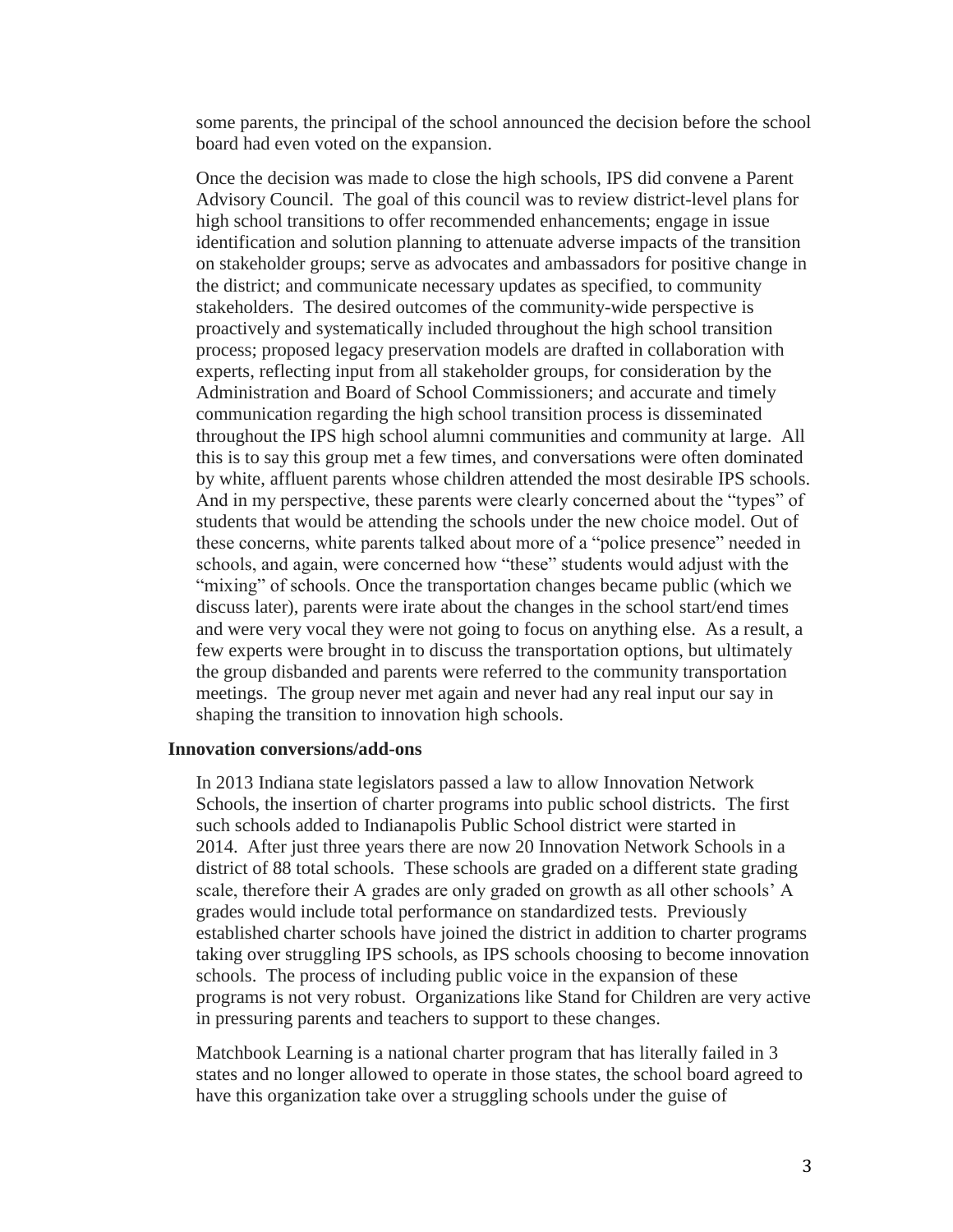some parents, the principal of the school announced the decision before the school board had even voted on the expansion.

Once the decision was made to close the high schools, IPS did convene a Parent Advisory Council. The goal of this council was to review district-level plans for high school transitions to offer recommended enhancements; engage in issue identification and solution planning to attenuate adverse impacts of the transition on stakeholder groups; serve as advocates and ambassadors for positive change in the district; and communicate necessary updates as specified, to community stakeholders. The desired outcomes of the community-wide perspective is proactively and systematically included throughout the high school transition process; proposed legacy preservation models are drafted in collaboration with experts, reflecting input from all stakeholder groups, for consideration by the Administration and Board of School Commissioners; and accurate and timely communication regarding the high school transition process is disseminated throughout the IPS high school alumni communities and community at large. All this is to say this group met a few times, and conversations were often dominated by white, affluent parents whose children attended the most desirable IPS schools. And in my perspective, these parents were clearly concerned about the "types" of students that would be attending the schools under the new choice model. Out of these concerns, white parents talked about more of a "police presence" needed in schools, and again, were concerned how "these" students would adjust with the "mixing" of schools. Once the transportation changes became public (which we discuss later), parents were irate about the changes in the school start/end times and were very vocal they were not going to focus on anything else. As a result, a few experts were brought in to discuss the transportation options, but ultimately the group disbanded and parents were referred to the community transportation meetings. The group never met again and never had any real input our say in shaping the transition to innovation high schools.

**Innovation conversions/add-ons**

In 2013 Indiana state legislators passed a law to allow Innovation Network Schools, the insertion of charter programs into public school districts. The first such schools added to Indianapolis Public School district were started in 2014. After just three years there are now 20 Innovation Network Schools in a district of 88 total schools. These schools are graded on a different state grading scale, therefore their A grades are only graded on growth as all other schools' A grades would include total performance on standardized tests. Previously established charter schools have joined the district in addition to charter programs taking over struggling IPS schools, as IPS schools choosing to become innovation schools. The process of including public voice in the expansion of these programs is not very robust. Organizations like Stand for Children are very active in pressuring parents and teachers to support to these changes.

Matchbook Learning is a national charter program that has literally failed in 3 states and no longer allowed to operate in those states, the school board agreed to have this organization take over a struggling schools under the guise of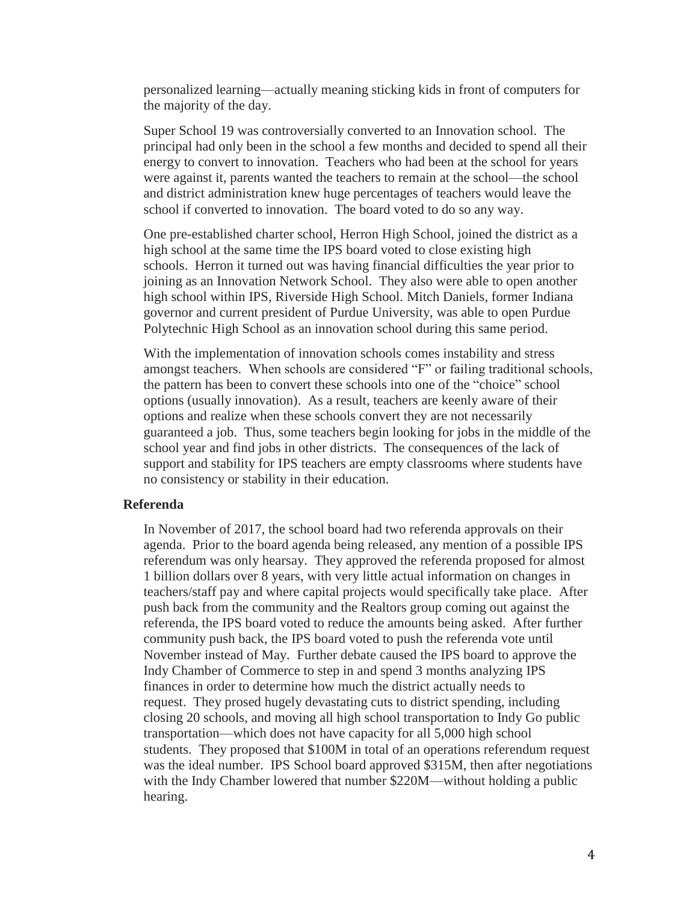personalized learning—actually meaning sticking kids in front of computers for the majority of the day.

Super School 19 was controversially converted to an Innovation school. The principal had only been in the school a few months and decided to spend all their energy to convert to innovation. Teachers who had been at the school for years were against it, parents wanted the teachers to remain at the school—the school and district administration knew huge percentages of teachers would leave the school if converted to innovation. The board voted to do so any way.

One pre-established charter school, Herron High School, joined the district as a high school at the same time the IPS board voted to close existing high schools. Herron it turned out was having financial difficulties the year prior to joining as an Innovation Network School. They also were able to open another high school within IPS, Riverside High School. Mitch Daniels, former Indiana governor and current president of Purdue University, was able to open Purdue Polytechnic High School as an innovation school during this same period.

With the implementation of innovation schools comes instability and stress amongst teachers. When schools are considered "F" or failing traditional schools, the pattern has been to convert these schools into one of the "choice" school options (usually innovation). As a result, teachers are keenly aware of their options and realize when these schools convert they are not necessarily guaranteed a job. Thus, some teachers begin looking for jobs in the middle of the school year and find jobs in other districts. The consequences of the lack of support and stability for IPS teachers are empty classrooms where students have no consistency or stability in their education.

## Referenda

In November of 2017, the school board had two referenda approvals on their agenda. Prior to the board agenda being released, any mention of a possible IPS referendum was only hearsay. They approved the referenda proposed for almost 1 billion dollars over 8 years, with very little actual information on changes in teachers/staff pay and where capital projects would specifically take place. After push back from the community and the Realtors group coming out against the referenda, the IPS board voted to reduce the amounts being asked. After further community push back, the IPS board voted to push the referenda vote until November instead of May. Further debate caused the IPS board to approve the Indy Chamber of Commerce to step in and spend 3 months analyzing IPS finances in order to determine how much the district actually needs to request. They prosed hugely devastating cuts to district spending, including closing 20 schools, and moving all high school transportation to Indy Go public transportation—which does not have capacity for all 5,000 high school students. They proposed that $100M in total of an operations referendum request was the ideal number. IPS School board approved $315M, then after negotiations with the Indy Chamber lowered that number $220M—without holding a public hearing.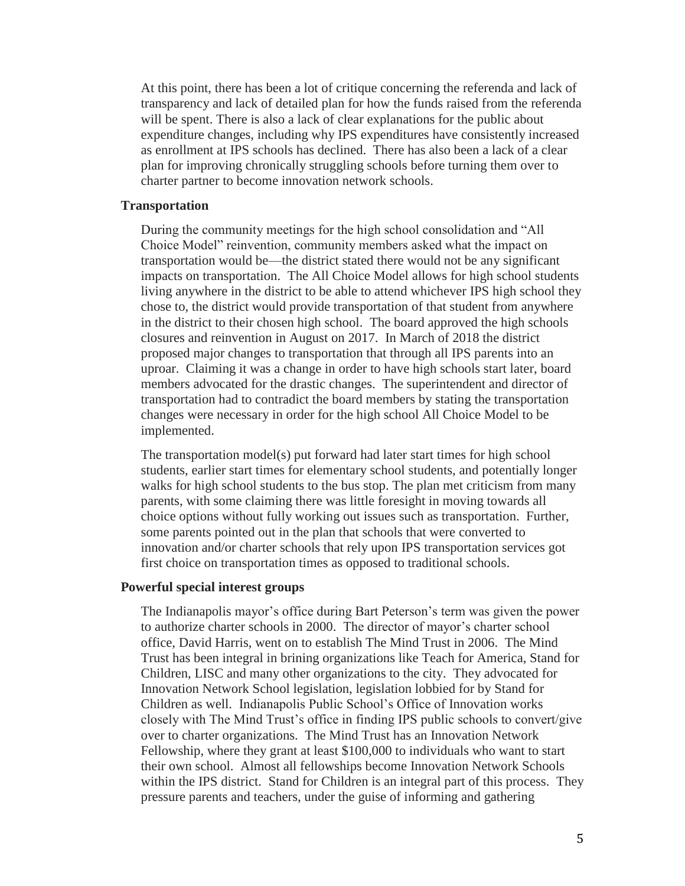At this point, there has been a lot of critique concerning the referenda and lack of transparency and lack of detailed plan for how the funds raised from the referenda will be spent. There is also a lack of clear explanations for the public about expenditure changes, including why IPS expenditures have consistently increased as enrollment at IPS schools has declined. There has also been a lack of a clear plan for improving chronically struggling schools before turning them over to charter partner to become innovation network schools.

### Transportation

During the community meetings for the high school consolidation and "All Choice Model" reinvention, community members asked what the impact on transportation would be—the district stated there would not be any significant impacts on transportation. The All Choice Model allows for high school students living anywhere in the district to be able to attend whichever IPS high school they chose to, the district would provide transportation of that student from anywhere in the district to their chosen high school. The board approved the high schools closures and reinvention in August on 2017. In March of 2018 the district proposed major changes to transportation that through all IPS parents into an uproar. Claiming it was a change in order to have high schools start later, board members advocated for the drastic changes. The superintendent and director of transportation had to contradict the board members by stating the transportation changes were necessary in order for the high school All Choice Model to be implemented.

The transportation model(s) put forward had later start times for high school students, earlier start times for elementary school students, and potentially longer walks for high school students to the bus stop. The plan met criticism from many parents, with some claiming there was little foresight in moving towards all choice options without fully working out issues such as transportation. Further, some parents pointed out in the plan that schools that were converted to innovation and/or charter schools that rely upon IPS transportation services got first choice on transportation times as opposed to traditional schools.

### Powerful special interest groups

The Indianapolis mayor's office during Bart Peterson's term was given the power to authorize charter schools in 2000. The director of mayor's charter school office, David Harris, went on to establish The Mind Trust in 2006. The Mind Trust has been integral in brining organizations like Teach for America, Stand for Children, LISC and many other organizations to the city. They advocated for Innovation Network School legislation, legislation lobbied for by Stand for Children as well. Indianapolis Public School's Office of Innovation works closely with The Mind Trust's office in finding IPS public schools to convert/give over to charter organizations. The Mind Trust has an Innovation Network Fellowship, where they grant at least $100,000 to individuals who want to start their own school. Almost all fellowships become Innovation Network Schools within the IPS district. Stand for Children is an integral part of this process. They pressure parents and teachers, under the guise of informing and gathering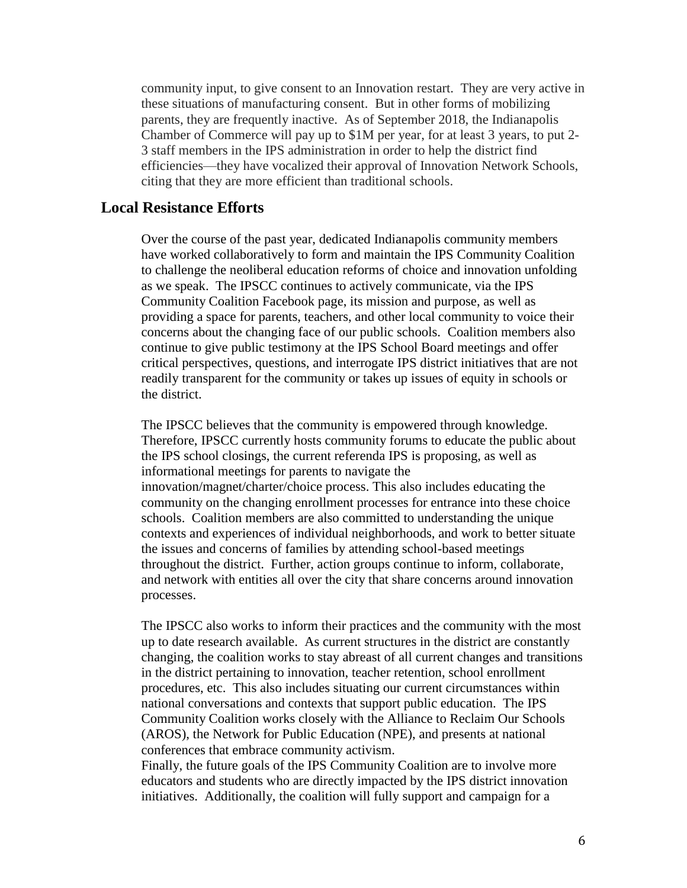community input, to give consent to an Innovation restart. They are very active in these situations of manufacturing consent. But in other forms of mobilizing parents, they are frequently inactive. As of September 2018, the Indianapolis Chamber of Commerce will pay up to $1M per year, for at least 3 years, to put 2-3 staff members in the IPS administration in order to help the district find efficiencies—they have vocalized their approval of Innovation Network Schools, citing that they are more efficient than traditional schools.

## Local Resistance Efforts

Over the course of the past year, dedicated Indianapolis community members have worked collaboratively to form and maintain the IPS Community Coalition to challenge the neoliberal education reforms of choice and innovation unfolding as we speak. The IPSCC continues to actively communicate, via the IPS Community Coalition Facebook page, its mission and purpose, as well as providing a space for parents, teachers, and other local community to voice their concerns about the changing face of our public schools. Coalition members also continue to give public testimony at the IPS School Board meetings and offer critical perspectives, questions, and interrogate IPS district initiatives that are not readily transparent for the community or takes up issues of equity in schools or the district.

The IPSCC believes that the community is empowered through knowledge. Therefore, IPSCC currently hosts community forums to educate the public about the IPS school closings, the current referenda IPS is proposing, as well as informational meetings for parents to navigate the innovation/magnet/charter/choice process. This also includes educating the community on the changing enrollment processes for entrance into these choice schools. Coalition members are also committed to understanding the unique contexts and experiences of individual neighborhoods, and work to better situate the issues and concerns of families by attending school-based meetings throughout the district. Further, action groups continue to inform, collaborate, and network with entities all over the city that share concerns around innovation processes.

The IPSCC also works to inform their practices and the community with the most up to date research available. As current structures in the district are constantly changing, the coalition works to stay abreast of all current changes and transitions in the district pertaining to innovation, teacher retention, school enrollment procedures, etc. This also includes situating our current circumstances within national conversations and contexts that support public education. The IPS Community Coalition works closely with the Alliance to Reclaim Our Schools (AROS), the Network for Public Education (NPE), and presents at national conferences that embrace community activism.

Finally, the future goals of the IPS Community Coalition are to involve more educators and students who are directly impacted by the IPS district innovation initiatives. Additionally, the coalition will fully support and campaign for a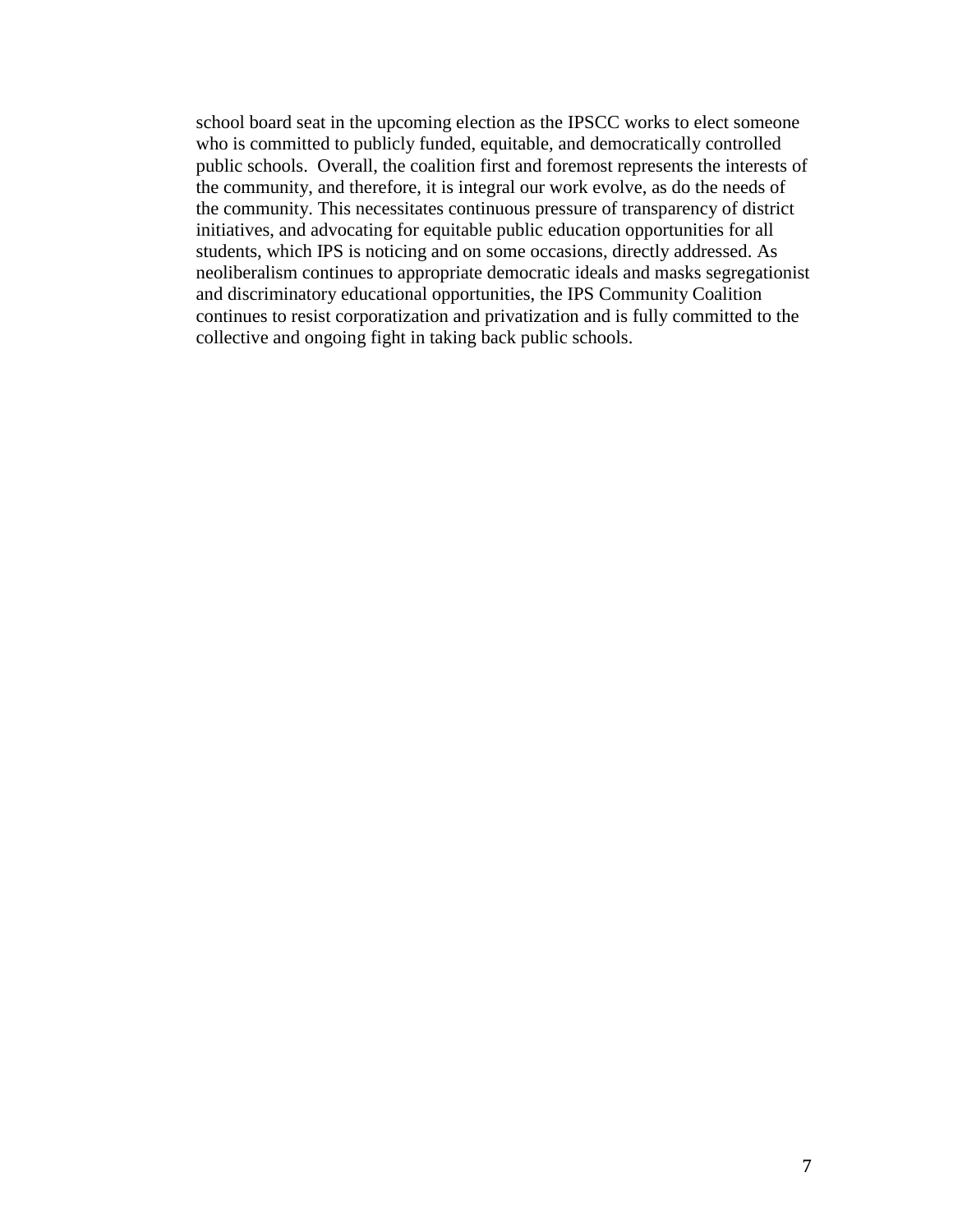school board seat in the upcoming election as the IPSCC works to elect someone who is committed to publicly funded, equitable, and democratically controlled public schools. Overall, the coalition first and foremost represents the interests of the community, and therefore, it is integral our work evolve, as do the needs of the community. This necessitates continuous pressure of transparency of district initiatives, and advocating for equitable public education opportunities for all students, which IPS is noticing and on some occasions, directly addressed. As neoliberalism continues to appropriate democratic ideals and masks segregationist and discriminatory educational opportunities, the IPS Community Coalition continues to resist corporatization and privatization and is fully committed to the collective and ongoing fight in taking back public schools.